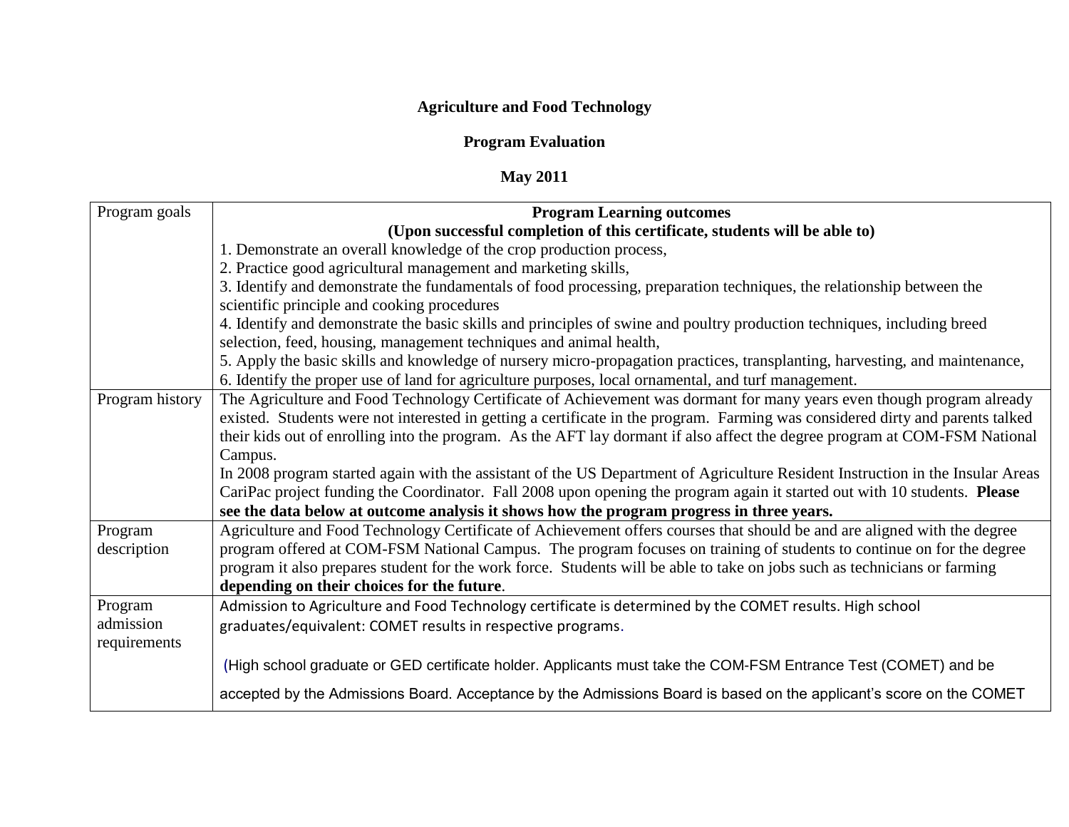**Agriculture and Food Technology**

**Program Evaluation**

**May 2011**

| | |
|---|---|
| Program goals | **Program Learning outcomes**<br>**(Upon successful completion of this certificate, students will be able to)**<br>1. Demonstrate an overall knowledge of the crop production process,<br>2. Practice good agricultural management and marketing skills,<br>3. Identify and demonstrate the fundamentals of food processing, preparation techniques, the relationship between the scientific principle and cooking procedures<br>4. Identify and demonstrate the basic skills and principles of swine and poultry production techniques, including breed selection, feed, housing, management techniques and animal health,<br>5. Apply the basic skills and knowledge of nursery micro-propagation practices, transplanting, harvesting, and maintenance,<br>6. Identify the proper use of land for agriculture purposes, local ornamental, and turf management. |
| Program history | The Agriculture and Food Technology Certificate of Achievement was dormant for many years even though program already existed. Students were not interested in getting a certificate in the program. Farming was considered dirty and parents talked their kids out of enrolling into the program. As the AFT lay dormant if also affect the degree program at COM-FSM National Campus.<br>In 2008 program started again with the assistant of the US Department of Agriculture Resident Instruction in the Insular Areas CariPac project funding the Coordinator. Fall 2008 upon opening the program again it started out with 10 students. **Please see the data below at outcome analysis it shows how the program progress in three years.** |
| Program description | Agriculture and Food Technology Certificate of Achievement offers courses that should be and are aligned with the degree program offered at COM-FSM National Campus. The program focuses on training of students to continue on for the degree program it also prepares student for the work force. Students will be able to take on jobs such as technicians or farming **depending on their choices for the future**. |
| Program admission requirements | Admission to Agriculture and Food Technology certificate is determined by the COMET results. High school graduates/equivalent: COMET results in respective programs.<br><br>(High school graduate or GED certificate holder. Applicants must take the COM-FSM Entrance Test (COMET) and be accepted by the Admissions Board. Acceptance by the Admissions Board is based on the applicant's score on the COMET |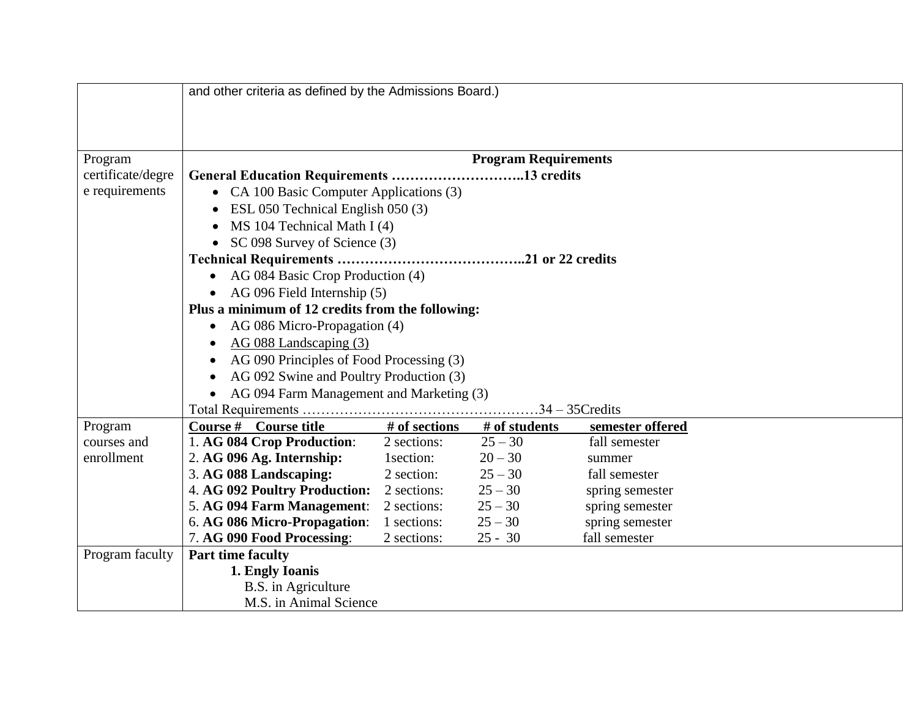| | |
|---|---|
| | and other criteria as defined by the Admissions Board.) |
| Program certificate/degree requirements | **Program Requirements**<br>**General Education Requirements ………………………..13 credits**<br>• CA 100 Basic Computer Applications (3)<br>• ESL 050 Technical English 050 (3)<br>• MS 104 Technical Math I (4)<br>• SC 098 Survey of Science (3)<br>**Technical Requirements …………………………………..21 or 22 credits**<br>• AG 084 Basic Crop Production (4)<br>• AG 096 Field Internship (5)<br>**Plus a minimum of 12 credits from the following:**<br>• AG 086 Micro-Propagation (4)<br>• AG 088 Landscaping (3)<br>• AG 090 Principles of Food Processing (3)<br>• AG 092 Swine and Poultry Production (3)<br>• AG 094 Farm Management and Marketing (3)<br>Total Requirements ……………………………………………34 – 35Credits |
| Program courses and enrollment | **Course # Course title** / **# of sections** / **# of students** / **semester offered**<br>1. **AG 084 Crop Production**: 2 sections: 25 – 30 fall semester<br>2. **AG 096 Ag. Internship:** 1section: 20 – 30 summer<br>3. **AG 088 Landscaping:** 2 section: 25 – 30 fall semester<br>4. **AG 092 Poultry Production:** 2 sections: 25 – 30 spring semester<br>5. **AG 094 Farm Management**: 2 sections: 25 – 30 spring semester<br>6. **AG 086 Micro-Propagation**: 1 sections: 25 – 30 spring semester<br>7. **AG 090 Food Processing**: 2 sections: 25 - 30 fall semester |
| Program faculty | **Part time faculty**<br>**1. Engly Ioanis**<br>B.S. in Agriculture<br>M.S. in Animal Science |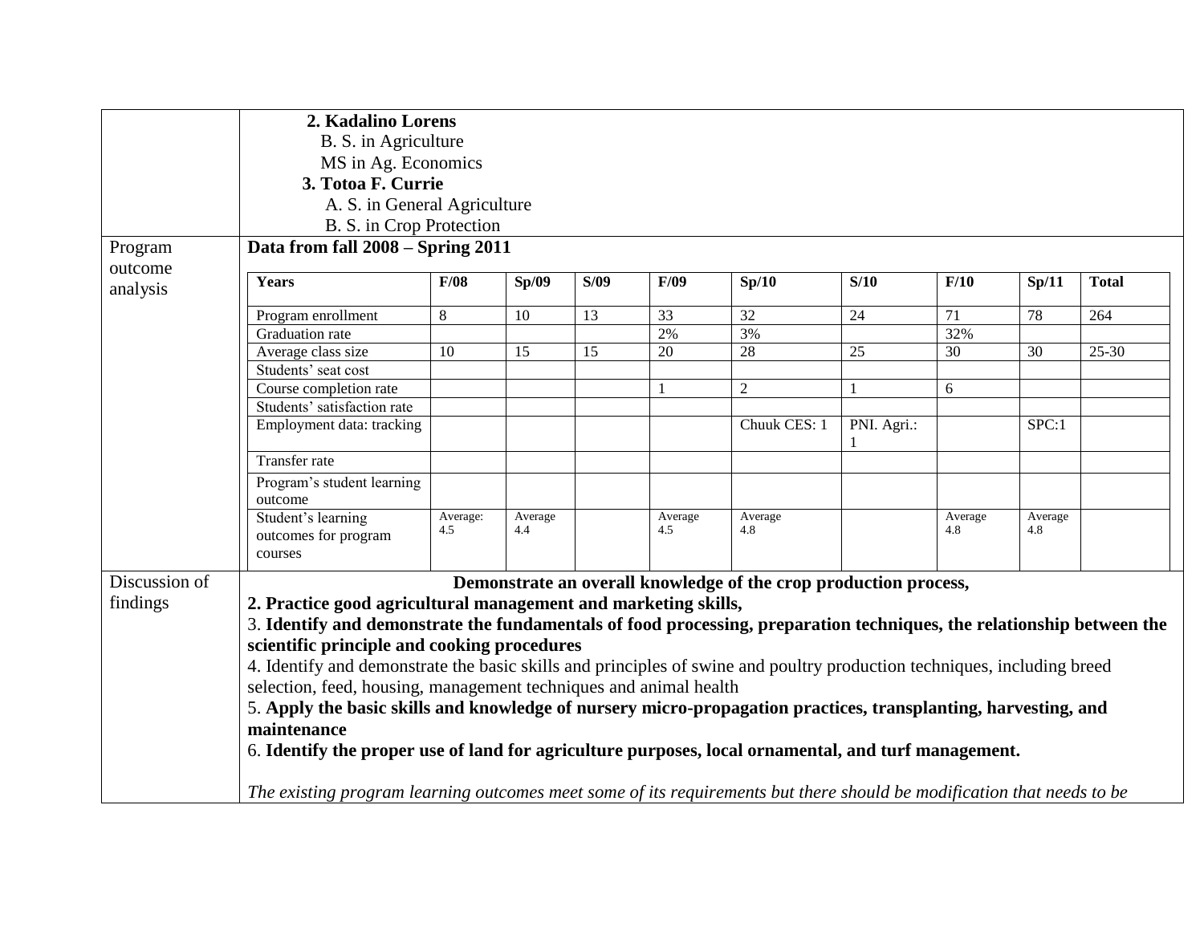| | |
|---|---|
| | **2. Kadalino Lorens**<br>B. S. in Agriculture<br>MS in Ag. Economics<br>**3. Totoa F. Currie**<br>A. S. in General Agriculture<br>B. S. in Crop Protection |
| Program outcome analysis | **Data from fall 2008 – Spring 2011** |

| **Years** | **F/08** | **Sp/09** | **S/09** | **F/09** | **Sp/10** | **S/10** | **F/10** | **Sp/11** | **Total** |
|---|---|---|---|---|---|---|---|---|---|
| Program enrollment | 8 | 10 | 13 | 33 | 32 | 24 | 71 | 78 | 264 |
| Graduation rate | | | | 2% | 3% | | 32% | | |
| Average class size | 10 | 15 | 15 | 20 | 28 | 25 | 30 | 30 | 25-30 |
| Students' seat cost | | | | | | | | | |
| Course completion rate | | | | 1 | 2 | 1 | 6 | | |
| Students' satisfaction rate | | | | | | | | | |
| Employment data: tracking | | | | | Chuuk CES: 1 | PNI. Agri.: 1 | | SPC:1 | |
| Transfer rate | | | | | | | | | |
| Program's student learning outcome | | | | | | | | | |
| Student's learning outcomes for program courses | Average: 4.5 | Average 4.4 | | Average 4.5 | Average 4.8 | | Average 4.8 | Average 4.8 | |

**Discussion of findings**

**Demonstrate an overall knowledge of the crop production process,**

**2. Practice good agricultural management and marketing skills,**

3. **Identify and demonstrate the fundamentals of food processing, preparation techniques, the relationship between the scientific principle and cooking procedures**

4. Identify and demonstrate the basic skills and principles of swine and poultry production techniques, including breed selection, feed, housing, management techniques and animal health

5. **Apply the basic skills and knowledge of nursery micro-propagation practices, transplanting, harvesting, and maintenance**

6. **Identify the proper use of land for agriculture purposes, local ornamental, and turf management.**

*The existing program learning outcomes meet some of its requirements but there should be modification that needs to be*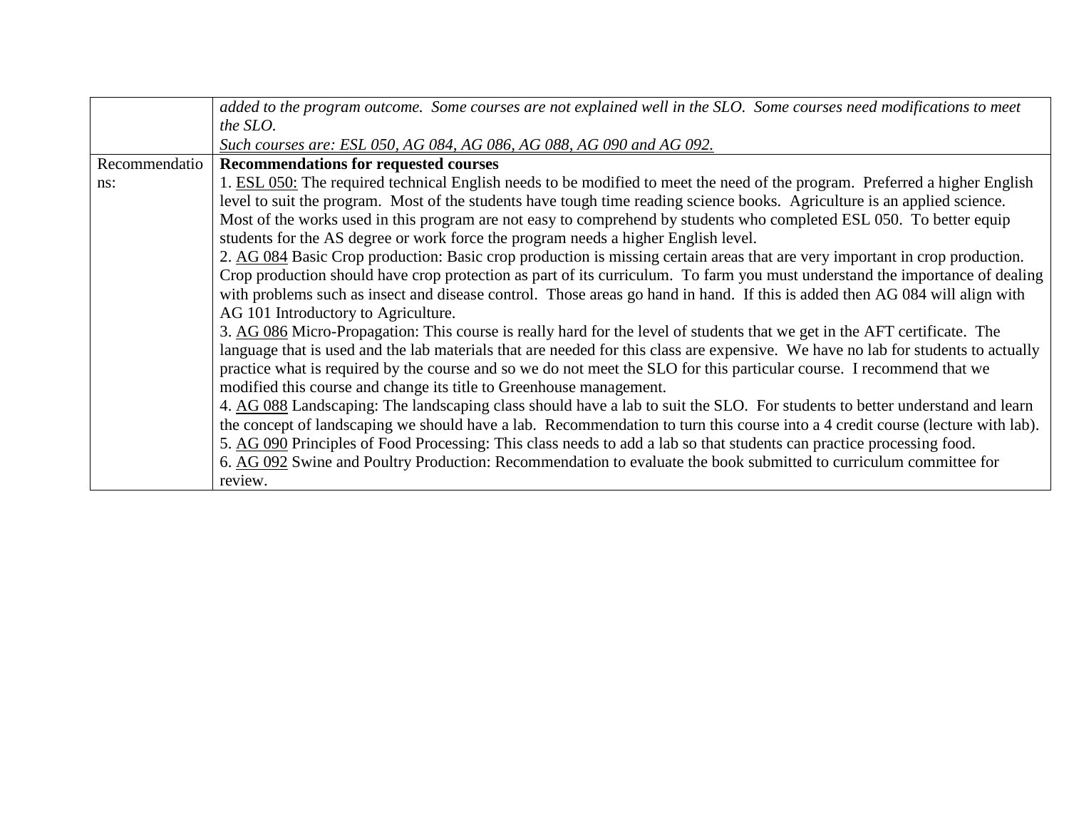| | |
|---|---|
| | *added to the program outcome. Some courses are not explained well in the SLO. Some courses need modifications to meet the SLO.*<br>*Such courses are: ESL 050, AG 084, AG 086, AG 088, AG 090 and AG 092.* |
| Recommendations: | **Recommendations for requested courses**<br>1. ESL 050: The required technical English needs to be modified to meet the need of the program. Preferred a higher English level to suit the program. Most of the students have tough time reading science books. Agriculture is an applied science. Most of the works used in this program are not easy to comprehend by students who completed ESL 050. To better equip students for the AS degree or work force the program needs a higher English level.<br>2. AG 084 Basic Crop production: Basic crop production is missing certain areas that are very important in crop production. Crop production should have crop protection as part of its curriculum. To farm you must understand the importance of dealing with problems such as insect and disease control. Those areas go hand in hand. If this is added then AG 084 will align with AG 101 Introductory to Agriculture.<br>3. AG 086 Micro-Propagation: This course is really hard for the level of students that we get in the AFT certificate. The language that is used and the lab materials that are needed for this class are expensive. We have no lab for students to actually practice what is required by the course and so we do not meet the SLO for this particular course. I recommend that we modified this course and change its title to Greenhouse management.<br>4. AG 088 Landscaping: The landscaping class should have a lab to suit the SLO. For students to better understand and learn the concept of landscaping we should have a lab. Recommendation to turn this course into a 4 credit course (lecture with lab).<br>5. AG 090 Principles of Food Processing: This class needs to add a lab so that students can practice processing food.<br>6. AG 092 Swine and Poultry Production: Recommendation to evaluate the book submitted to curriculum committee for review. |